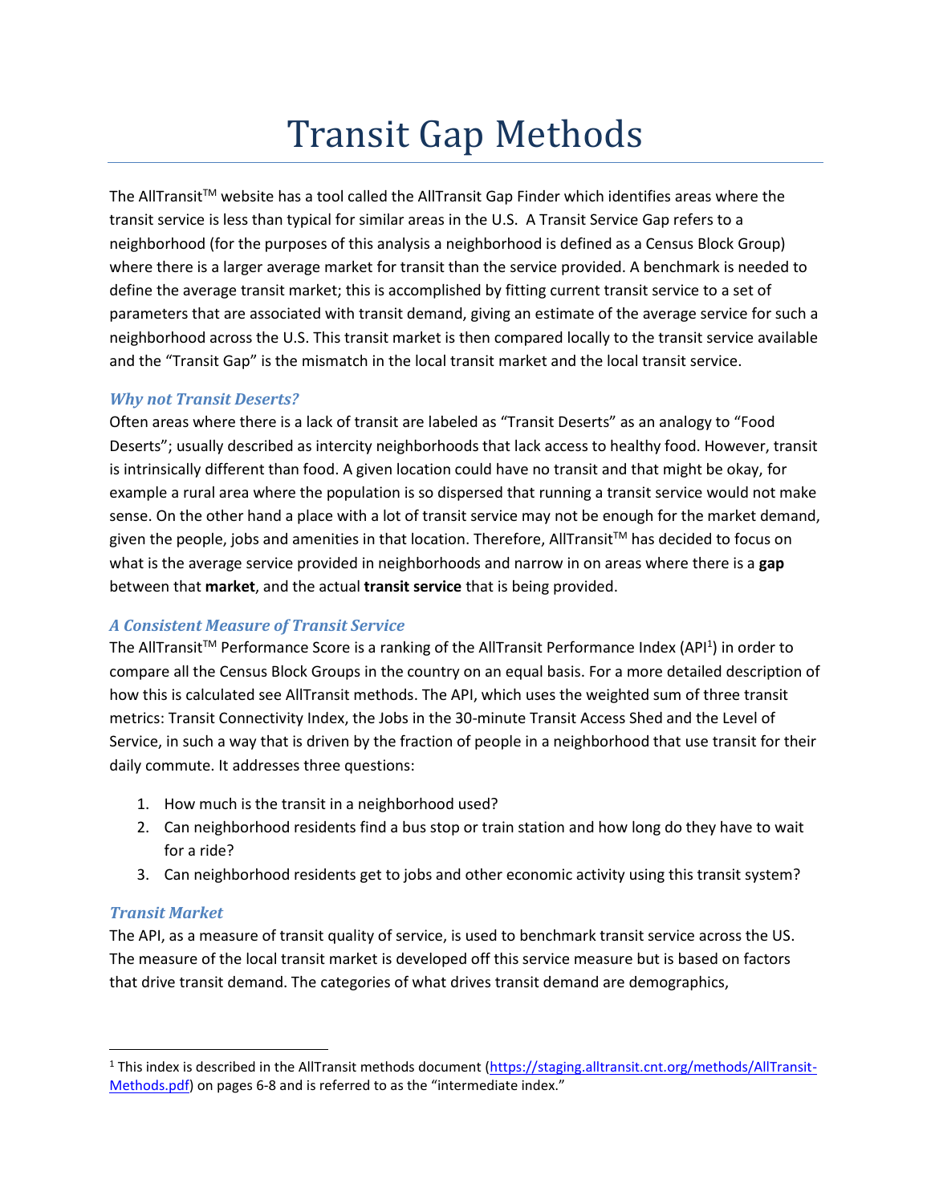# Transit Gap Methods

The AllTransit™ website has a tool called the AllTransit Gap Finder which identifies areas where the transit service is less than typical for similar areas in the U.S. A Transit Service Gap refers to a neighborhood (for the purposes of this analysis a neighborhood is defined as a Census Block Group) where there is a larger average market for transit than the service provided. A benchmark is needed to define the average transit market; this is accomplished by fitting current transit service to a set of parameters that are associated with transit demand, giving an estimate of the average service for such a neighborhood across the U.S. This transit market is then compared locally to the transit service available and the "Transit Gap" is the mismatch in the local transit market and the local transit service.

### *Why not Transit Deserts?*

Often areas where there is a lack of transit are labeled as "Transit Deserts" as an analogy to "Food Deserts"; usually described as intercity neighborhoods that lack access to healthy food. However, transit is intrinsically different than food. A given location could have no transit and that might be okay, for example a rural area where the population is so dispersed that running a transit service would not make sense. On the other hand a place with a lot of transit service may not be enough for the market demand, given the people, jobs and amenities in that location. Therefore, AllTransit™ has decided to focus on what is the average service provided in neighborhoods and narrow in on areas where there is a **gap** between that **market**, and the actual **transit service** that is being provided.

### *A Consistent Measure of Transit Service*

The AllTransit™ Performance Score is a ranking of the AllTransit Performance Index (API[1]) in order to compare all the Census Block Groups in the country on an equal basis. For a more detailed description of how this is calculated see AllTransit methods. The API, which uses the weighted sum of three transit metrics: Transit Connectivity Index, the Jobs in the 30-minute Transit Access Shed and the Level of Service, in such a way that is driven by the fraction of people in a neighborhood that use transit for their daily commute. It addresses three questions:

1. How much is the transit in a neighborhood used?
2. Can neighborhood residents find a bus stop or train station and how long do they have to wait for a ride?
3. Can neighborhood residents get to jobs and other economic activity using this transit system?

### *Transit Market*

The API, as a measure of transit quality of service, is used to benchmark transit service across the US. The measure of the local transit market is developed off this service measure but is based on factors that drive transit demand. The categories of what drives transit demand are demographics,

[1] This index is described in the AllTransit methods document (https://staging.alltransit.cnt.org/methods/AllTransit-Methods.pdf) on pages 6-8 and is referred to as the "intermediate index."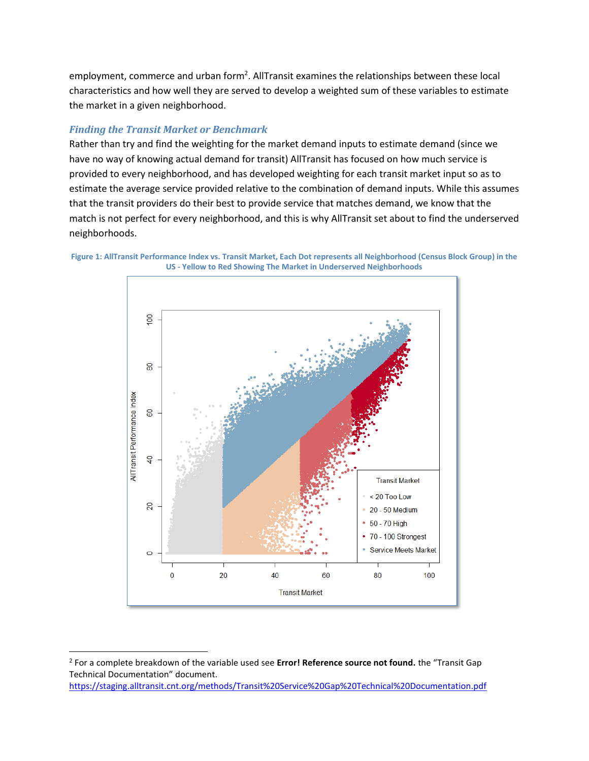employment, commerce and urban form[2]. AllTransit examines the relationships between these local characteristics and how well they are served to develop a weighted sum of these variables to estimate the market in a given neighborhood.

### *Finding the Transit Market or Benchmark*

Rather than try and find the weighting for the market demand inputs to estimate demand (since we have no way of knowing actual demand for transit) AllTransit has focused on how much service is provided to every neighborhood, and has developed weighting for each transit market input so as to estimate the average service provided relative to the combination of demand inputs. While this assumes that the transit providers do their best to provide service that matches demand, we know that the match is not perfect for every neighborhood, and this is why AllTransit set about to find the underserved neighborhoods.

**Figure 1: AllTransit Performance Index vs. Transit Market, Each Dot represents all Neighborhood (Census Block Group) in the US - Yellow to Red Showing The Market in Underserved Neighborhoods**

---

[2] For a complete breakdown of the variable used see **Error! Reference source not found.** the "Transit Gap Technical Documentation" document.
https://staging.alltransit.cnt.org/methods/Transit%20Service%20Gap%20Technical%20Documentation.pdf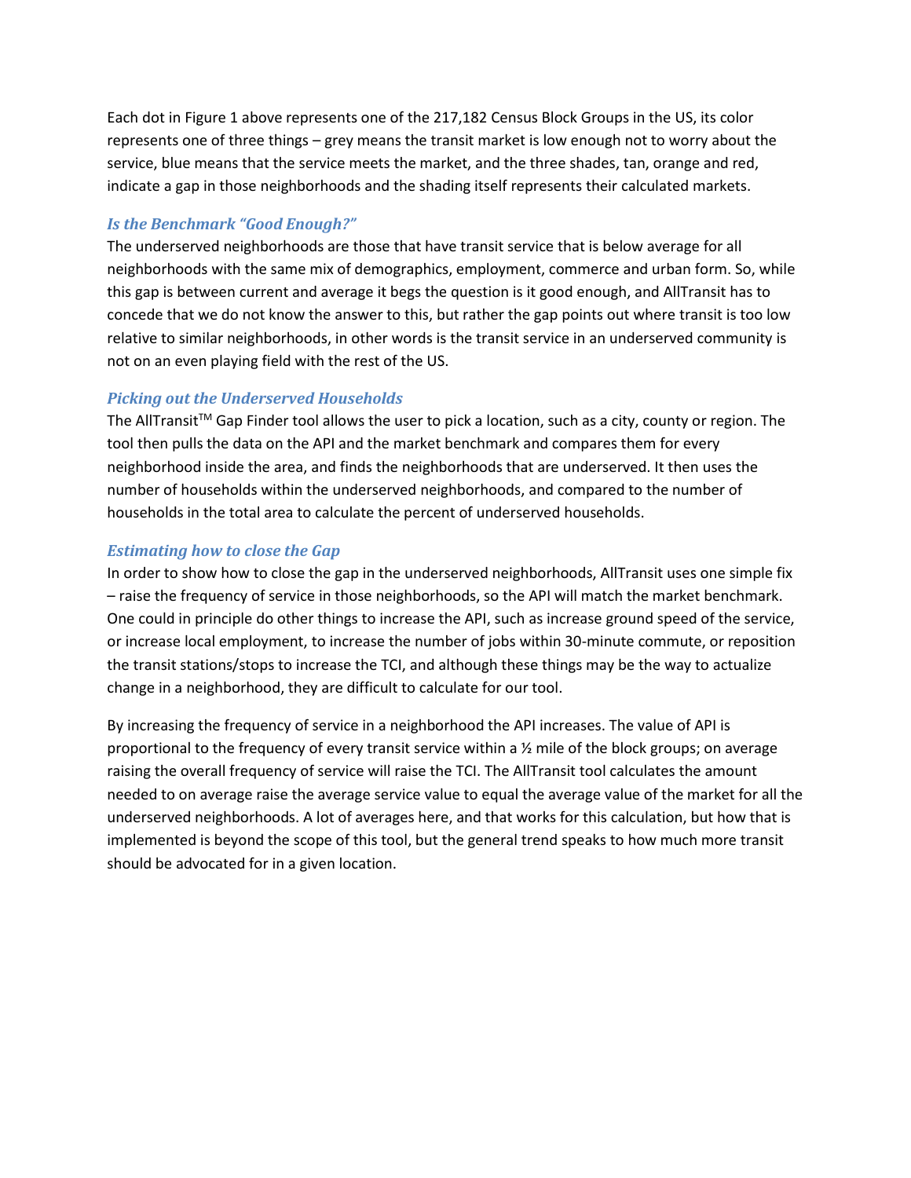Each dot in Figure 1 above represents one of the 217,182 Census Block Groups in the US, its color represents one of three things – grey means the transit market is low enough not to worry about the service, blue means that the service meets the market, and the three shades, tan, orange and red, indicate a gap in those neighborhoods and the shading itself represents their calculated markets.

### *Is the Benchmark "Good Enough?"*

The underserved neighborhoods are those that have transit service that is below average for all neighborhoods with the same mix of demographics, employment, commerce and urban form. So, while this gap is between current and average it begs the question is it good enough, and AllTransit has to concede that we do not know the answer to this, but rather the gap points out where transit is too low relative to similar neighborhoods, in other words is the transit service in an underserved community is not on an even playing field with the rest of the US.

### *Picking out the Underserved Households*

The AllTransit™ Gap Finder tool allows the user to pick a location, such as a city, county or region. The tool then pulls the data on the API and the market benchmark and compares them for every neighborhood inside the area, and finds the neighborhoods that are underserved. It then uses the number of households within the underserved neighborhoods, and compared to the number of households in the total area to calculate the percent of underserved households.

### *Estimating how to close the Gap*

In order to show how to close the gap in the underserved neighborhoods, AllTransit uses one simple fix – raise the frequency of service in those neighborhoods, so the API will match the market benchmark. One could in principle do other things to increase the API, such as increase ground speed of the service, or increase local employment, to increase the number of jobs within 30-minute commute, or reposition the transit stations/stops to increase the TCI, and although these things may be the way to actualize change in a neighborhood, they are difficult to calculate for our tool.

By increasing the frequency of service in a neighborhood the API increases. The value of API is proportional to the frequency of every transit service within a ½ mile of the block groups; on average raising the overall frequency of service will raise the TCI. The AllTransit tool calculates the amount needed to on average raise the average service value to equal the average value of the market for all the underserved neighborhoods. A lot of averages here, and that works for this calculation, but how that is implemented is beyond the scope of this tool, but the general trend speaks to how much more transit should be advocated for in a given location.